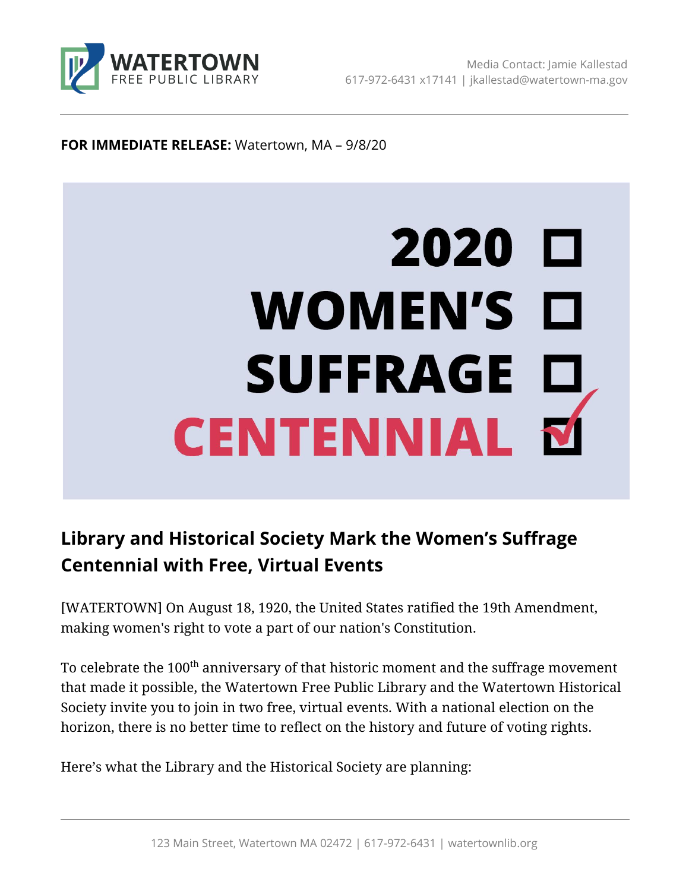**WATERTOWN**
FREE PUBLIC LIBRARY

Media Contact: Jamie Kallestad
617-972-6431 x17141 | jkallestad@watertown-ma.gov

**FOR IMMEDIATE RELEASE:** Watertown, MA – 9/8/20

**2020 ☐**
**WOMEN'S ☐**
**SUFFRAGE ☐**
**CENTENNIAL ☑**

## Library and Historical Society Mark the Women's Suffrage Centennial with Free, Virtual Events

[WATERTOWN] On August 18, 1920, the United States ratified the 19th Amendment, making women's right to vote a part of our nation's Constitution.

To celebrate the 100th anniversary of that historic moment and the suffrage movement that made it possible, the Watertown Free Public Library and the Watertown Historical Society invite you to join in two free, virtual events. With a national election on the horizon, there is no better time to reflect on the history and future of voting rights.

Here's what the Library and the Historical Society are planning: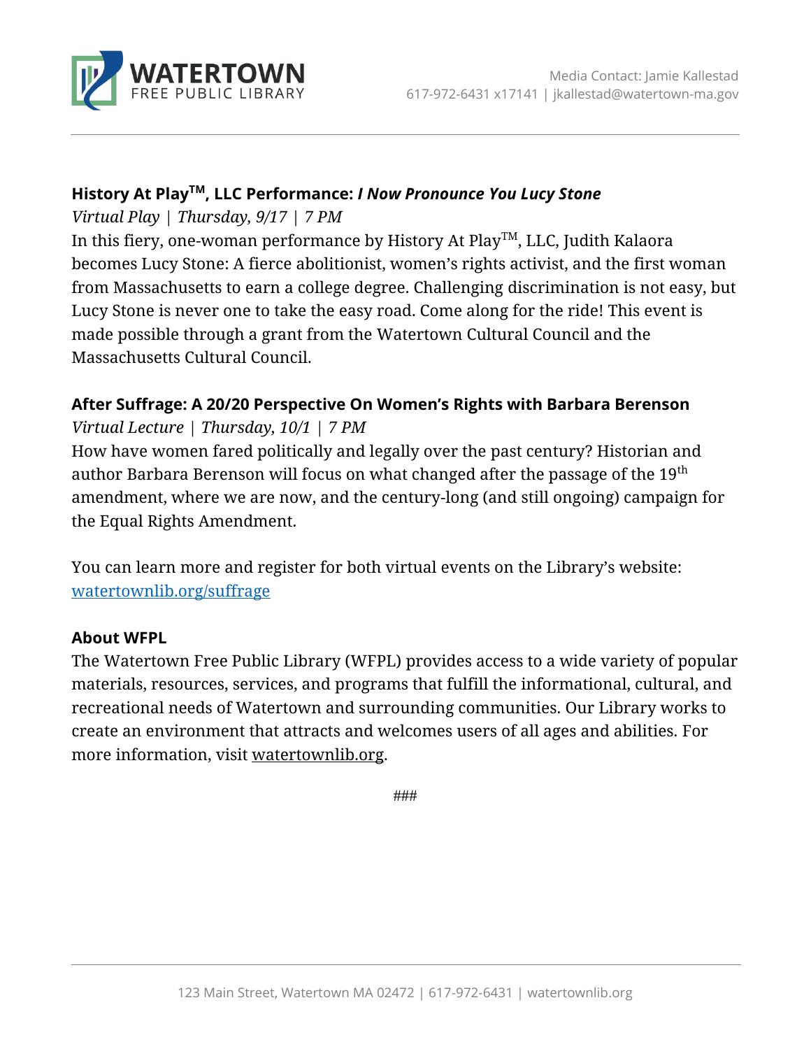**History At Play™, LLC Performance: *I Now Pronounce You Lucy Stone***

*Virtual Play | Thursday, 9/17 | 7 PM*

In this fiery, one-woman performance by History At Play™, LLC, Judith Kalaora becomes Lucy Stone: A fierce abolitionist, women's rights activist, and the first woman from Massachusetts to earn a college degree. Challenging discrimination is not easy, but Lucy Stone is never one to take the easy road. Come along for the ride! This event is made possible through a grant from the Watertown Cultural Council and the Massachusetts Cultural Council.

**After Suffrage: A 20/20 Perspective On Women's Rights with Barbara Berenson**

*Virtual Lecture | Thursday, 10/1 | 7 PM*

How have women fared politically and legally over the past century? Historian and author Barbara Berenson will focus on what changed after the passage of the 19th amendment, where we are now, and the century-long (and still ongoing) campaign for the Equal Rights Amendment.

You can learn more and register for both virtual events on the Library's website: watertownlib.org/suffrage

**About WFPL**

The Watertown Free Public Library (WFPL) provides access to a wide variety of popular materials, resources, services, and programs that fulfill the informational, cultural, and recreational needs of Watertown and surrounding communities. Our Library works to create an environment that attracts and welcomes users of all ages and abilities. For more information, visit watertownlib.org.

###